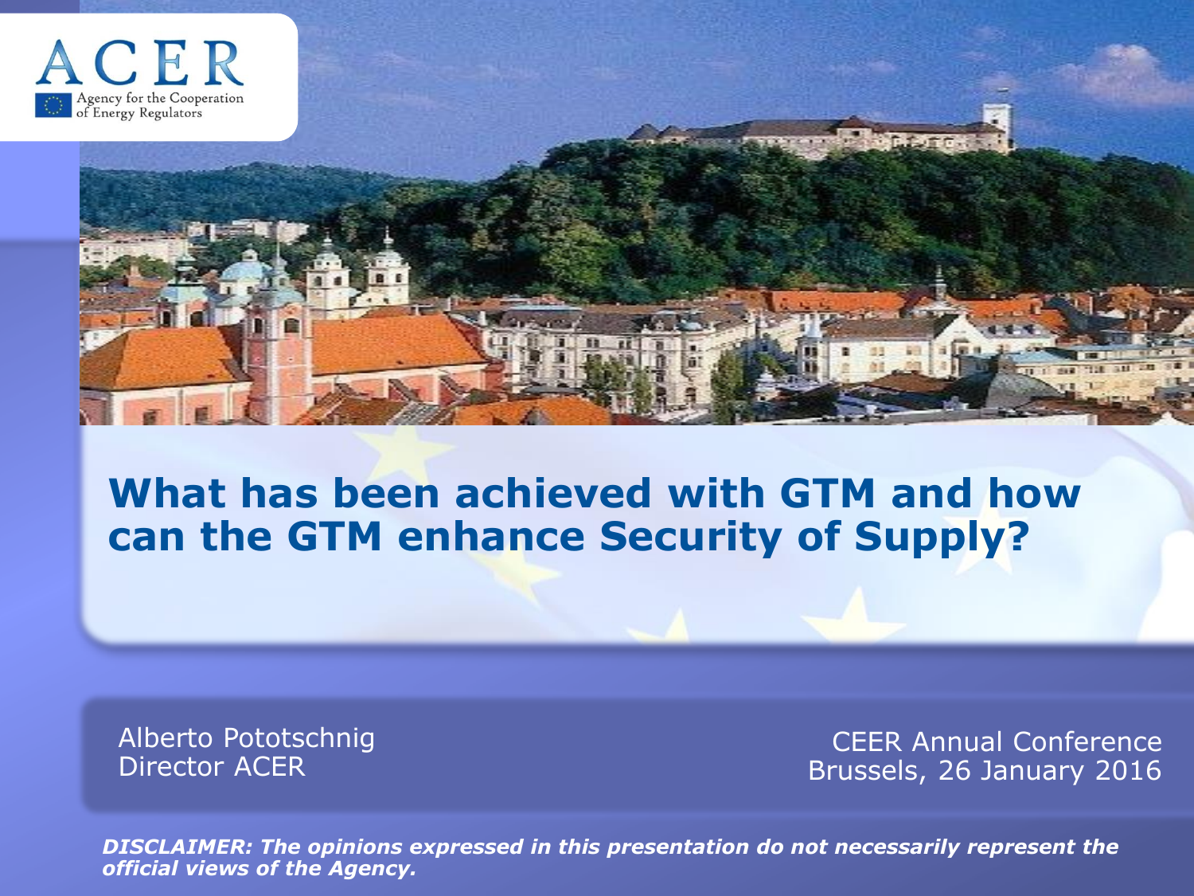ACER

Agency for the Cooperation of Energy Regulators

# What has been achieved with GTM and how can the GTM enhance Security of Supply?

Alberto Pototschnig
Director ACER

CEER Annual Conference
Brussels, 26 January 2016

***DISCLAIMER: The opinions expressed in this presentation do not necessarily represent the official views of the Agency.***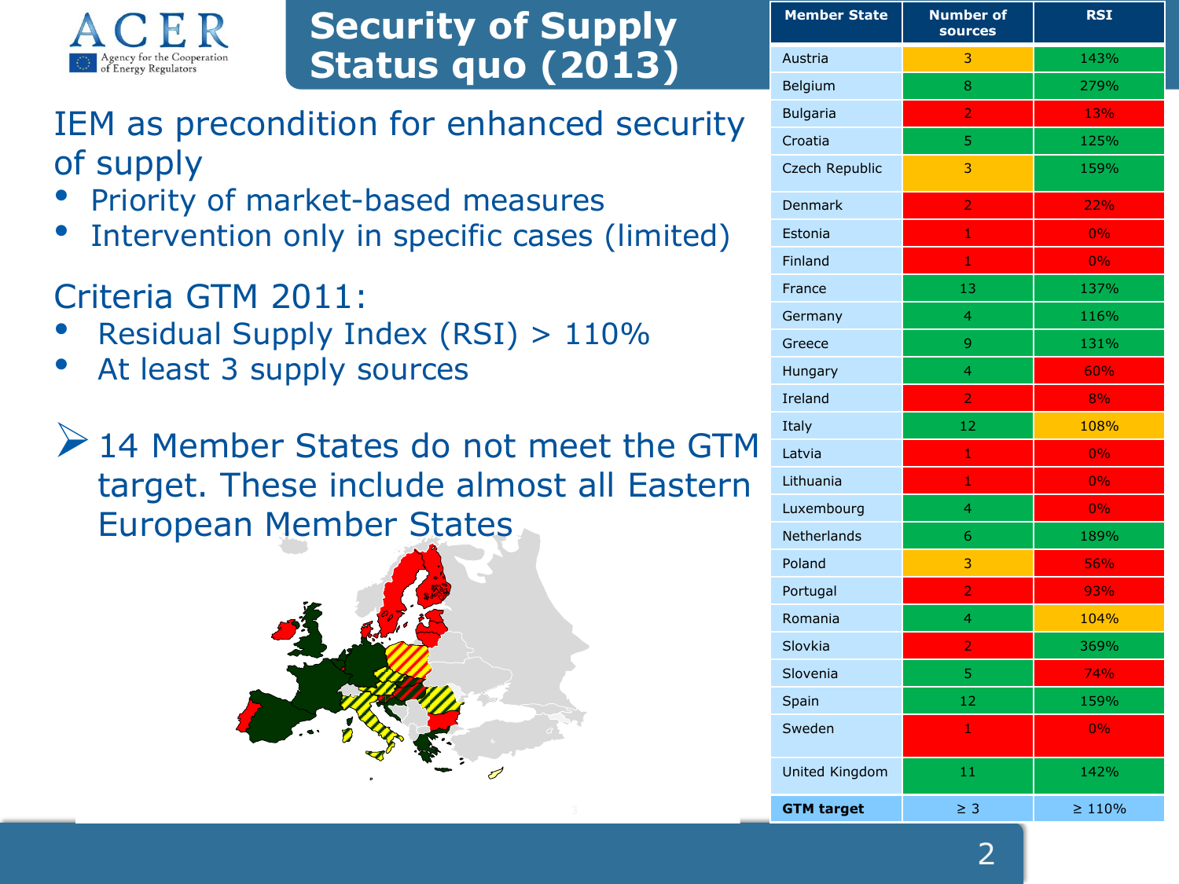# Security of Supply Status quo (2013)

## IEM as precondition for enhanced security of supply

- Priority of market-based measures
- Intervention only in specific cases (limited)

## Criteria GTM 2011:

- Residual Supply Index (RSI) > 110%
- At least 3 supply sources

➢ 14 Member States do not meet the GTM target. These include almost all Eastern European Member States

| Member State | Number of sources | RSI |
|---|---|---|
| Austria | 3 | 143% |
| Belgium | 8 | 279% |
| Bulgaria | 2 | 13% |
| Croatia | 5 | 125% |
| Czech Republic | 3 | 159% |
| Denmark | 2 | 22% |
| Estonia | 1 | 0% |
| Finland | 1 | 0% |
| France | 13 | 137% |
| Germany | 4 | 116% |
| Greece | 9 | 131% |
| Hungary | 4 | 60% |
| Ireland | 2 | 8% |
| Italy | 12 | 108% |
| Latvia | 1 | 0% |
| Lithuania | 1 | 0% |
| Luxembourg | 4 | 0% |
| Netherlands | 6 | 189% |
| Poland | 3 | 56% |
| Portugal | 2 | 93% |
| Romania | 4 | 104% |
| Slovkia | 2 | 369% |
| Slovenia | 5 | 74% |
| Spain | 12 | 159% |
| Sweden | 1 | 0% |
| United Kingdom | 11 | 142% |
| **GTM target** | ≥ 3 | ≥ 110% |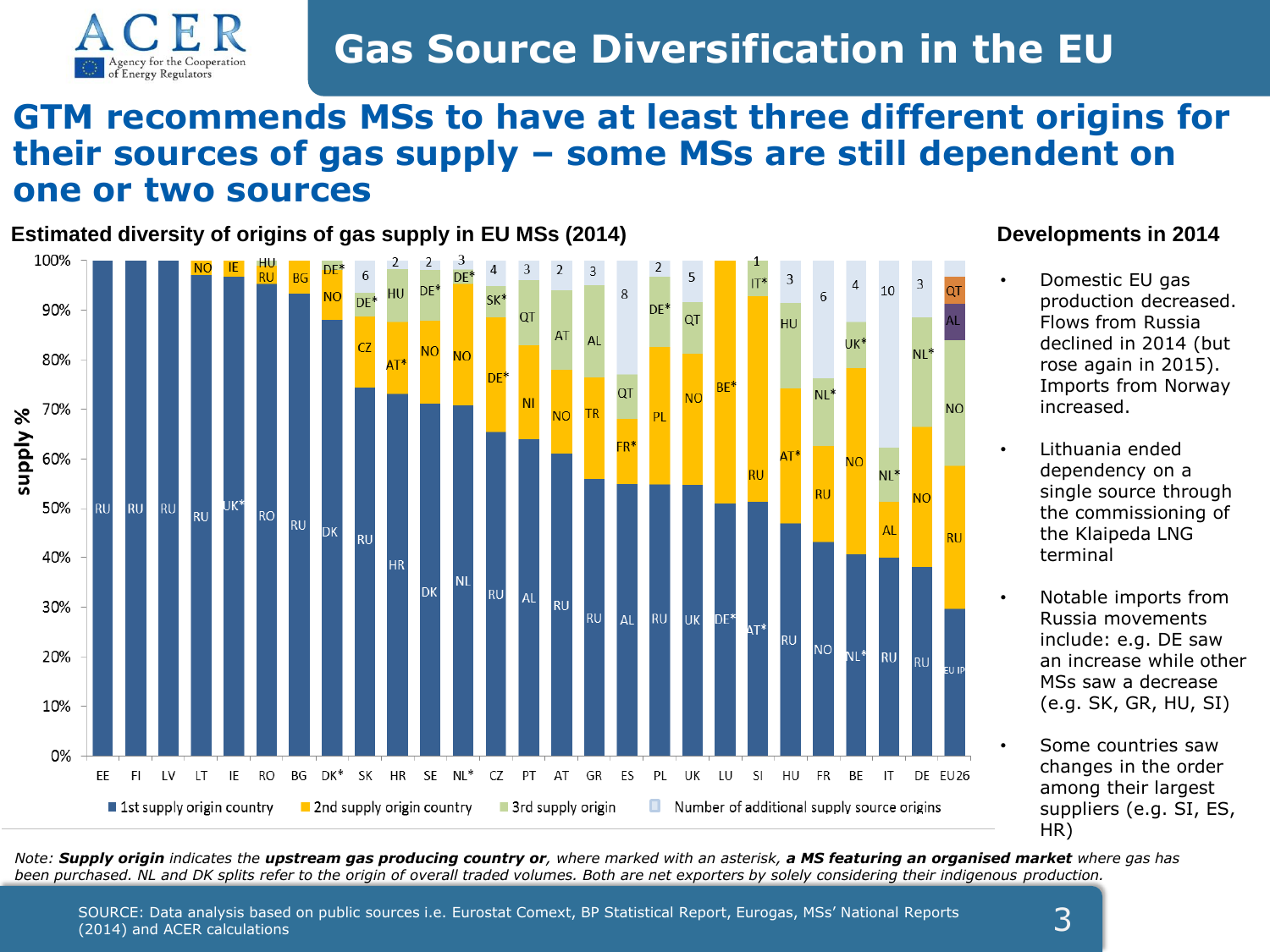# Gas Source Diversification in the EU

## GTM recommends MSs to have at least three different origins for their sources of gas supply – some MSs are still dependent on one or two sources

### Estimated diversity of origins of gas supply in EU MSs (2014)

### Developments in 2014

- Domestic EU gas production decreased. Flows from Russia declined in 2014 (but rose again in 2015). Imports from Norway increased.
- Lithuania ended dependency on a single source through the commissioning of the Klaipeda LNG terminal
- Notable imports from Russia movements include: e.g. DE saw an increase while other MSs saw a decrease (e.g. SK, GR, HU, SI)
- Some countries saw changes in the order among their largest suppliers (e.g. SI, ES, HR)

*Note: **Supply origin** indicates the **upstream gas producing country or**, where marked with an asterisk, **a MS featuring an organised market** where gas has been purchased. NL and DK splits refer to the origin of overall traded volumes. Both are net exporters by solely considering their indigenous production.*

SOURCE: Data analysis based on public sources i.e. Eurostat Comext, BP Statistical Report, Eurogas, MSs' National Reports (2014) and ACER calculations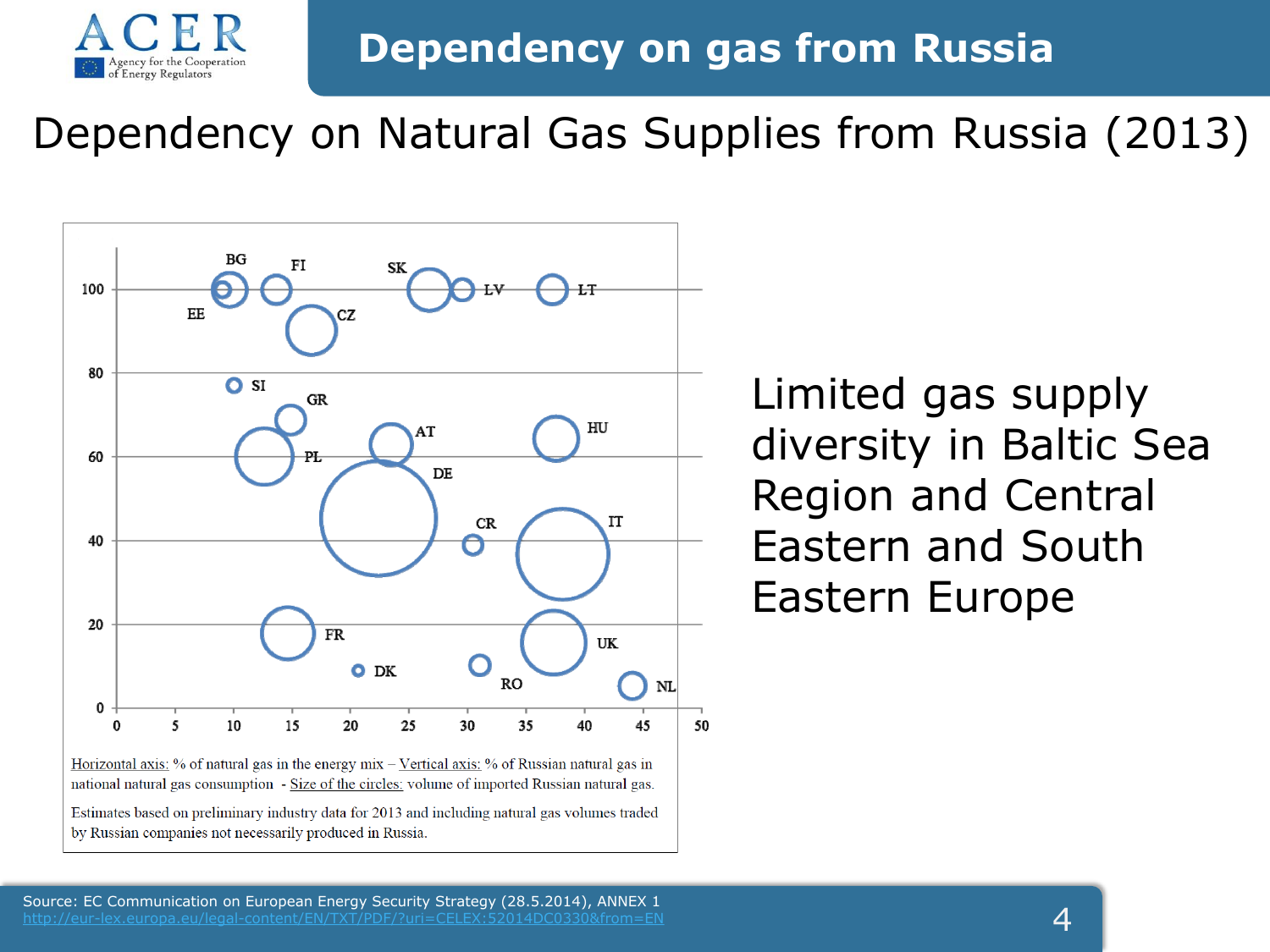# Dependency on gas from Russia

## Dependency on Natural Gas Supplies from Russia (2013)

Horizontal axis: % of natural gas in the energy mix – Vertical axis: % of Russian natural gas in national natural gas consumption - Size of the circles: volume of imported Russian natural gas.

Estimates based on preliminary industry data for 2013 and including natural gas volumes traded by Russian companies not necessarily produced in Russia.

Limited gas supply diversity in Baltic Sea Region and Central Eastern and South Eastern Europe

Source: EC Communication on European Energy Security Strategy (28.5.2014), ANNEX 1
http://eur-lex.europa.eu/legal-content/EN/TXT/PDF/?uri=CELEX:52014DC0330&from=EN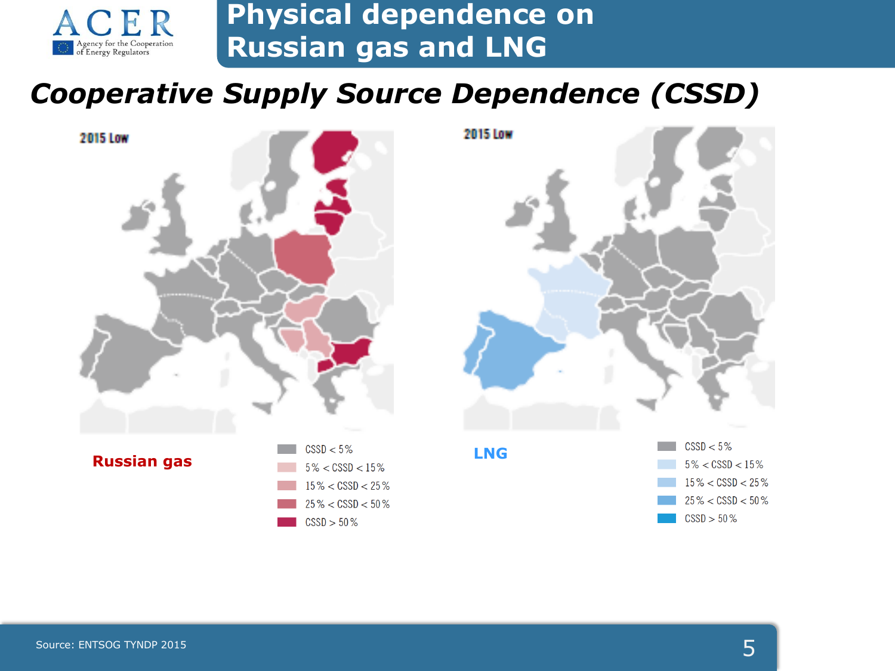# Physical dependence on Russian gas and LNG

## Cooperative Supply Source Dependence (CSSD)

2015 Low

**Russian gas**

- CSSD < 5%
- 5% < CSSD < 15%
- 15% < CSSD < 25%
- 25% < CSSD < 50%
- CSSD > 50%

2015 Low

**LNG**

- CSSD < 5%
- 5% < CSSD < 15%
- 15% < CSSD < 25%
- 25% < CSSD < 50%
- CSSD > 50%

Source: ENTSOG TYNDP 2015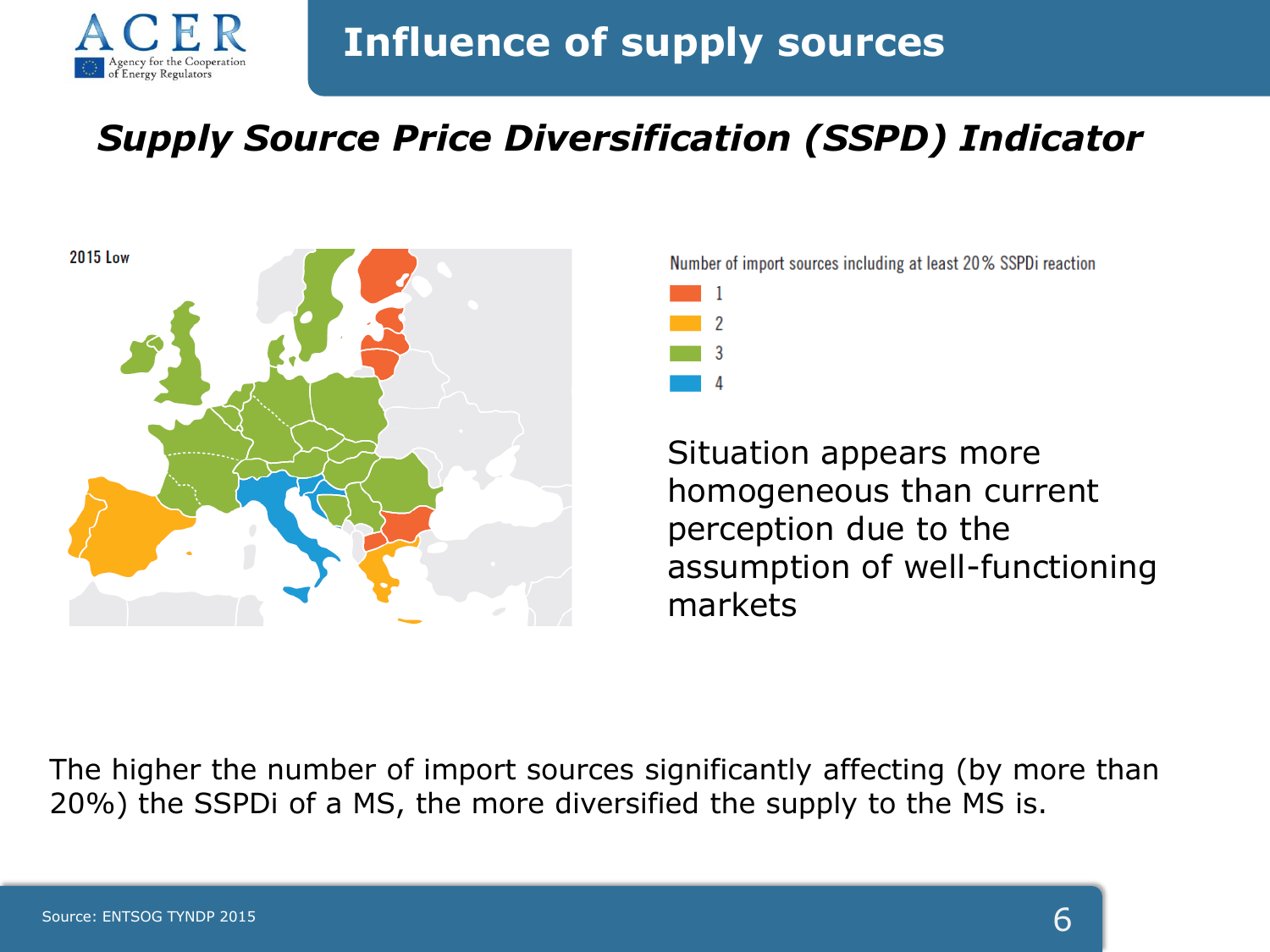# Influence of supply sources

## *Supply Source Price Diversification (SSPD) Indicator*

2015 Low

Number of import sources including at least 20 % SSPDi reaction

- 1
- 2
- 3
- 4

Situation appears more homogeneous than current perception due to the assumption of well-functioning markets

The higher the number of import sources significantly affecting (by more than 20%) the SSPDi of a MS, the more diversified the supply to the MS is.

Source: ENTSOG TYNDP 2015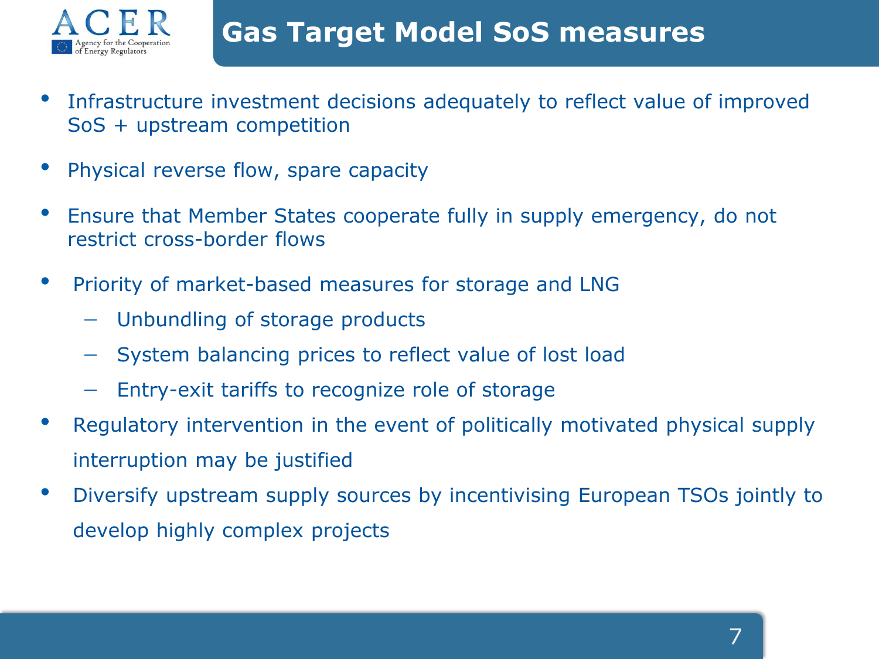# Gas Target Model SoS measures

- Infrastructure investment decisions adequately to reflect value of improved SoS + upstream competition
- Physical reverse flow, spare capacity
- Ensure that Member States cooperate fully in supply emergency, do not restrict cross-border flows
- Priority of market-based measures for storage and LNG
  - Unbundling of storage products
  - System balancing prices to reflect value of lost load
  - Entry-exit tariffs to recognize role of storage
- Regulatory intervention in the event of politically motivated physical supply interruption may be justified
- Diversify upstream supply sources by incentivising European TSOs jointly to develop highly complex projects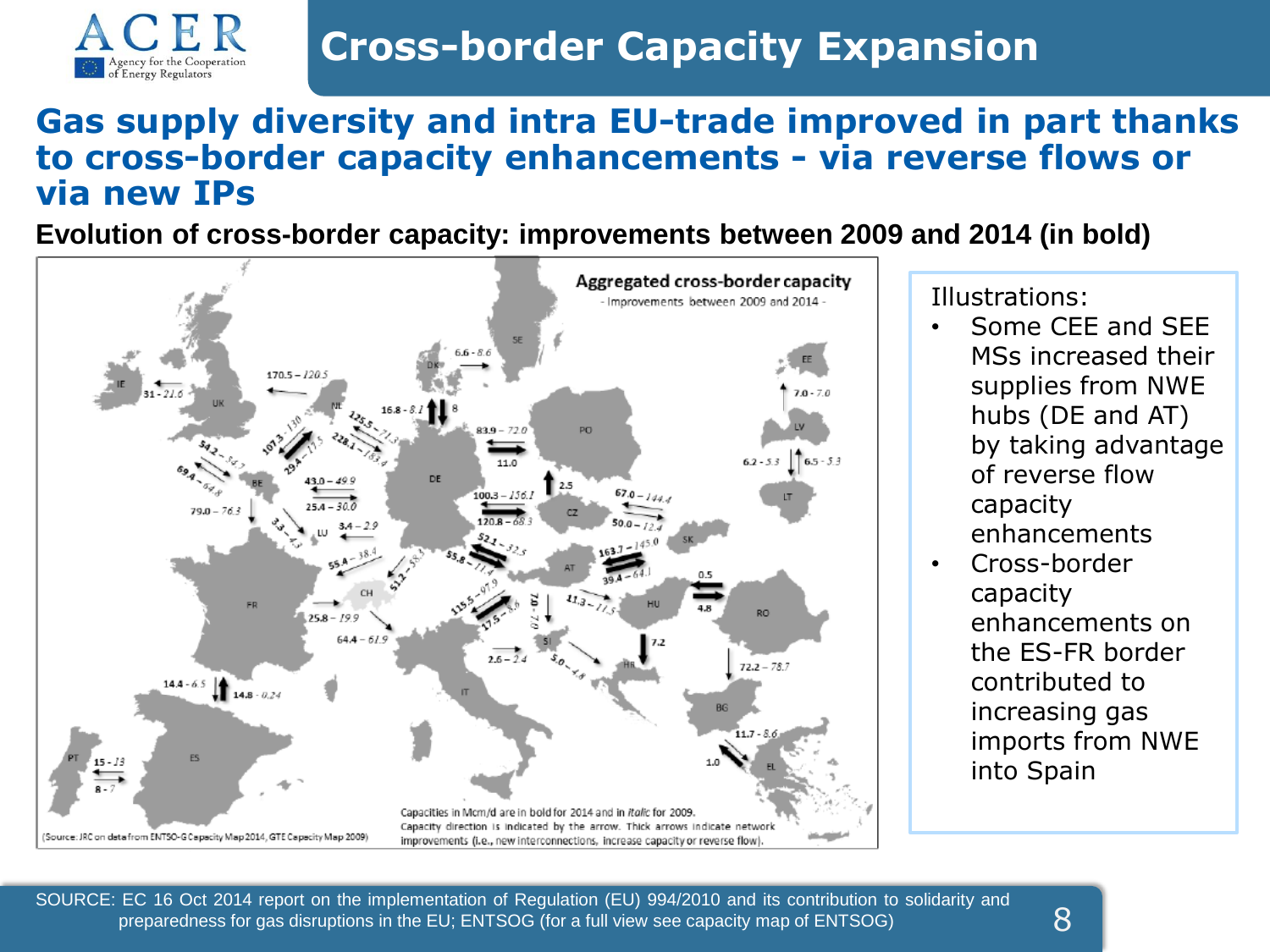# Cross-border Capacity Expansion

## Gas supply diversity and intra EU-trade improved in part thanks to cross-border capacity enhancements - via reverse flows or via new IPs

**Evolution of cross-border capacity: improvements between 2009 and 2014 (in bold)**

Aggregated cross-border capacity

- Improvements between 2009 and 2014 -

Capacities in Mcm/d are in bold for 2014 and in *italic* for 2009.
Capacity direction is indicated by the arrow. Thick arrows indicate network improvements (i.e., new interconnections, increase capacity or reverse flow).

(Source: JRC on data from ENTSO-G Capacity Map 2014, GTE Capacity Map 2009)

Illustrations:

- Some CEE and SEE MSs increased their supplies from NWE hubs (DE and AT) by taking advantage of reverse flow capacity enhancements
- Cross-border capacity enhancements on the ES-FR border contributed to increasing gas imports from NWE into Spain

SOURCE: EC 16 Oct 2014 report on the implementation of Regulation (EU) 994/2010 and its contribution to solidarity and preparedness for gas disruptions in the EU; ENTSOG (for a full view see capacity map of ENTSOG)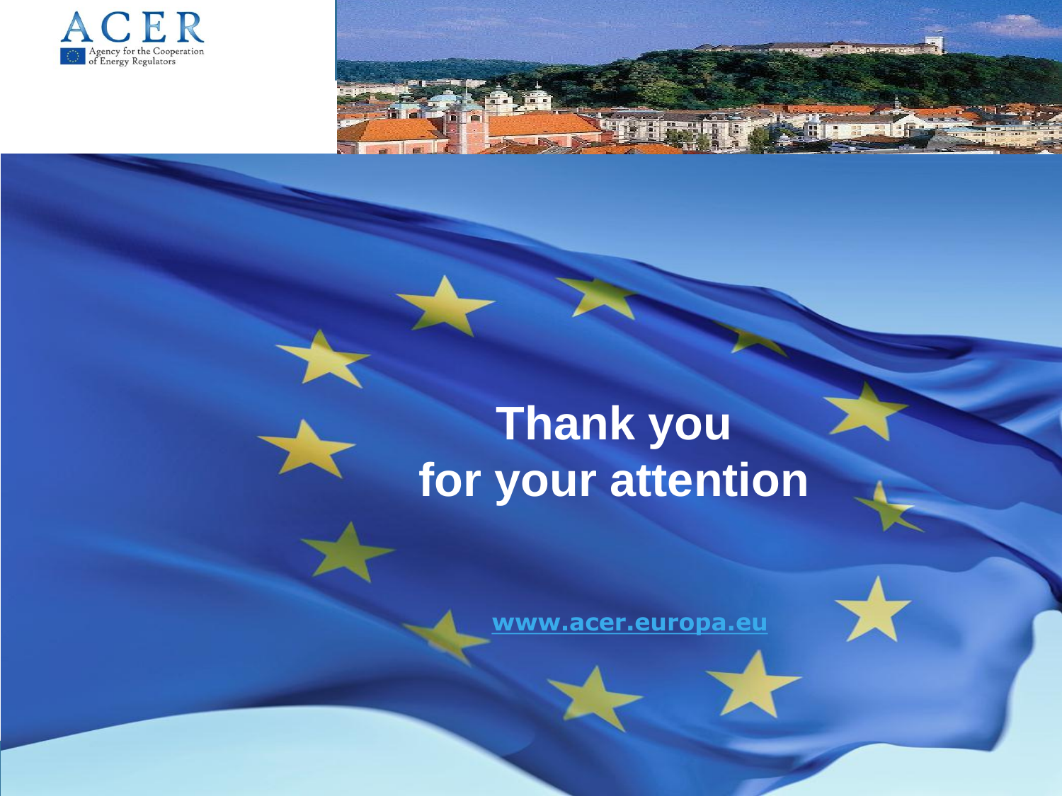ACER

Agency for the Cooperation of Energy Regulators

# Thank you for your attention

www.acer.europa.eu